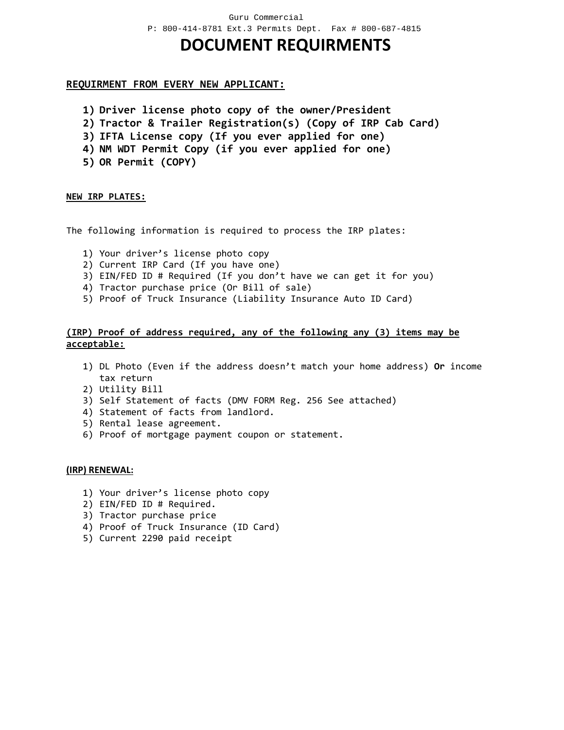Guru Commercial

P: 800-414-8781 Ext.3 Permits Dept. Fax # 800-687-4815

# DOCUMENT REQUIRMENTS

**REQUIRMENT FROM EVERY NEW APPLICANT:**

1) **Driver license photo copy of the owner/President**
2) **Tractor & Trailer Registration(s) (Copy of IRP Cab Card)**
3) **IFTA License copy (If you ever applied for one)**
4) **NM WDT Permit Copy (if you ever applied for one)**
5) **OR Permit (COPY)**

**NEW IRP PLATES:**

The following information is required to process the IRP plates:

1) Your driver's license photo copy
2) Current IRP Card (If you have one)
3) EIN/FED ID # Required (If you don't have we can get it for you)
4) Tractor purchase price (Or Bill of sale)
5) Proof of Truck Insurance (Liability Insurance Auto ID Card)

**(IRP) Proof of address required, any of the following any (3) items may be acceptable:**

1) DL Photo (Even if the address doesn't match your home address) **Or** income tax return
2) Utility Bill
3) Self Statement of facts (DMV FORM Reg. 256 See attached)
4) Statement of facts from landlord.
5) Rental lease agreement.
6) Proof of mortgage payment coupon or statement.

**(IRP) RENEWAL:**

1) Your driver's license photo copy
2) EIN/FED ID # Required.
3) Tractor purchase price
4) Proof of Truck Insurance (ID Card)
5) Current 2290 paid receipt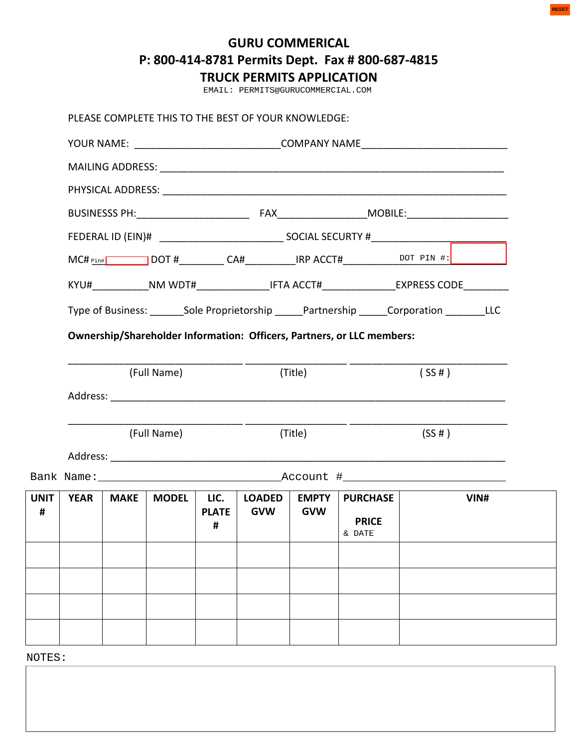RESET

# GURU COMMERICAL

## P: 800-414-8781 Permits Dept. Fax # 800-687-4815

## TRUCK PERMITS APPLICATION

EMAIL: PERMITS@GURUCOMMERCIAL.COM

PLEASE COMPLETE THIS TO THE BEST OF YOUR KNOWLEDGE:

YOUR NAME: ___________________________COMPANY NAME___________________________

MAILING ADDRESS: _______________________________________________________________

PHYSICAL ADDRESS: ______________________________________________________________

BUSINESSS PH:_____________________ FAX________________MOBILE:___________________

FEDERAL ID (EIN)# _______________________ SOCIAL SECURTY #__________________________

MC# Pin# ________ DOT #________ CA#_________IRP ACCT#__________ DOT PIN #: ________

KYU#__________NM WDT#_____________IFTA ACCT#_____________EXPRESS CODE________

Type of Business: ______Sole Proprietorship _____Partnership _____Corporation _______LLC

**Ownership/Shareholder Information: Officers, Partners, or LLC members:**

________________________________ __________________ ____________________________
(Full Name) (Title) ( SS # )

Address: ________________________________________________________________________

________________________________ __________________ ____________________________
(Full Name) (Title) (SS # )

Address: ________________________________________________________________________

Bank Name:_______________________________Account #___________________________

| UNIT # | YEAR | MAKE | MODEL | LIC. PLATE # | LOADED GVW | EMPTY GVW | PURCHASE PRICE & DATE | VIN# |
|---|---|---|---|---|---|---|---|---|
| | | | | | | | | |
| | | | | | | | | |
| | | | | | | | | |
| | | | | | | | | |

NOTES: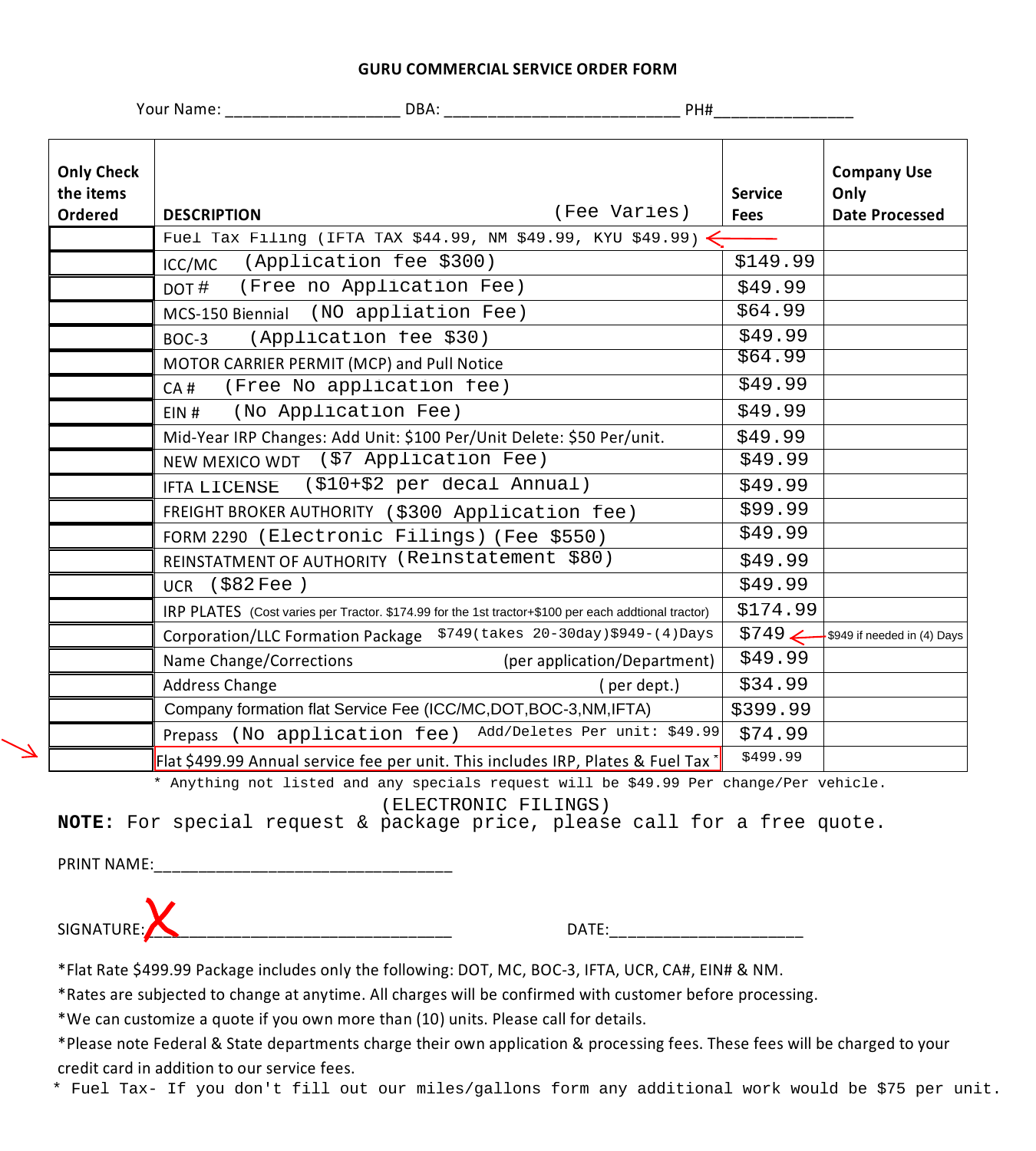# GURU COMMERCIAL SERVICE ORDER FORM

Your Name: ___________________ DBA: _________________________ PH#_______________

| Only Check the items Ordered | DESCRIPTION (Fee Varies) | Service Fees | Company Use Only Date Processed |
|---|---|---|---|
| | Fuel Tax Filing (IFTA TAX $44.99, NM $49.99, KYU $49.99) | | |
| | ICC/MC (Application fee $300) | $149.99 | |
| | DOT # (Free no Application Fee) | $49.99 | |
| | MCS-150 Biennial (NO appliation Fee) | $64.99 | |
| | BOC-3 (Application fee $30) | $49.99 | |
| | MOTOR CARRIER PERMIT (MCP) and Pull Notice | $64.99 | |
| | CA # (Free No application fee) | $49.99 | |
| | EIN # (No Application Fee) | $49.99 | |
| | Mid-Year IRP Changes: Add Unit: $100 Per/Unit Delete: $50 Per/unit. | $49.99 | |
| | NEW MEXICO WDT ($7 Application Fee) | $49.99 | |
| | IFTA LICENSE ($10+$2 per decal Annual) | $49.99 | |
| | FREIGHT BROKER AUTHORITY ($300 Application fee) | $99.99 | |
| | FORM 2290 (Electronic Filings) (Fee $550) | $49.99 | |
| | REINSTATMENT OF AUTHORITY (Reinstatement $80) | $49.99 | |
| | UCR ($82 Fee ) | $49.99 | |
| | IRP PLATES (Cost varies per Tractor. $174.99 for the 1st tractor+$100 per each addtional tractor) | $174.99 | |
| | Corporation/LLC Formation Package $749(takes 20-30day)$949-(4)Days | $749 | $949 if needed in (4) Days |
| | Name Change/Corrections (per application/Department) | $49.99 | |
| | Address Change ( per dept.) | $34.99 | |
| | Company formation flat Service Fee (ICC/MC,DOT,BOC-3,NM,IFTA) | $399.99 | |
| | Prepass (No application fee) Add/Deletes Per unit: $49.99 | $74.99 | |
| | Flat $499.99 Annual service fee per unit. This includes IRP, Plates & Fuel Tax * | $499.99 | |

\* Anything not listed and any specials request will be $49.99 Per change/Per vehicle.

(ELECTRONIC FILINGS)

**NOTE:** For special request & package price, please call for a free quote.

PRINT NAME:________________________________

SIGNATURE:________________________________ DATE:____________________

*Flat Rate $499.99 Package includes only the following: DOT, MC, BOC-3, IFTA, UCR, CA#, EIN# & NM.

*Rates are subjected to change at anytime. All charges will be confirmed with customer before processing.

*We can customize a quote if you own more than (10) units. Please call for details.

*Please note Federal & State departments charge their own application & processing fees. These fees will be charged to your credit card in addition to our service fees.

\* Fuel Tax- If you don't fill out our miles/gallons form any additional work would be $75 per unit.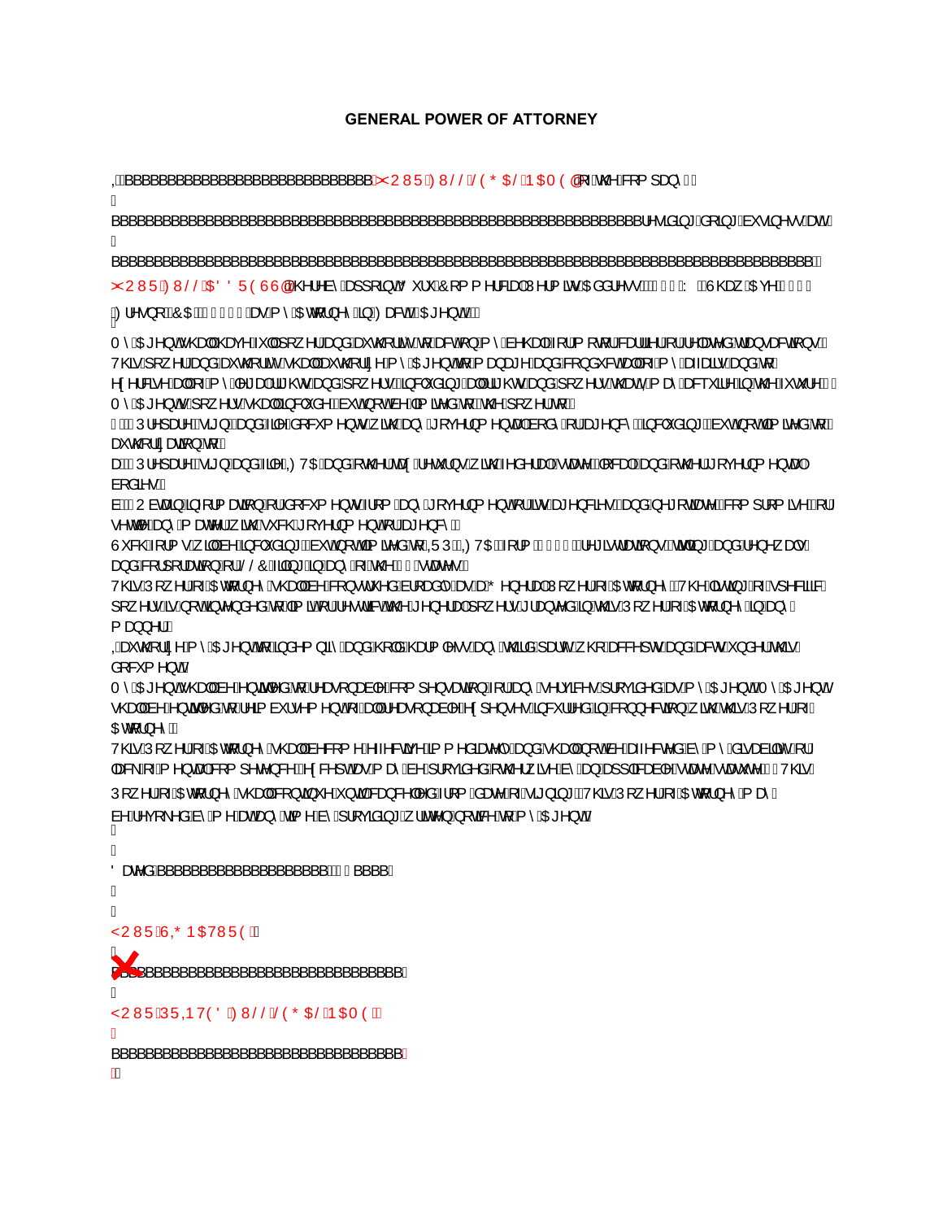# GENERAL POWER OF ATTORNEY

I, ______________________________ [YOUR FULL LEGAL NAME] of the company,

____________________________________________________________ residing/doing business at

______________________________________________________________________,

[YOUR FULL ADDRESS] hereby appoint Guru Commercial Permits Address: W Shaw Ave

Fresno, CA as my Attorney in Fact (Agent):

My Agent shall have full power and authority to act on my behalf for motor carrier or related transactions.
This power and authority shall authorize my Agent to manage and conduct all of my affairs and to exercise all of my legal rights and powers, including all rights and powers that I may acquire in the future.
My Agent's powers shall include but not be limited to the power to:

1. Prepare, sign, and file documents with any governmental body or agency, including but not limited to authorization to:

a. Prepare, sign and file IFTA and other tax returns with the federal, state, local, and other governmental bodies.

b. Obtain information or documents from any government or its agencies, and negotiate, compromise, or settle any matter with such government or agency.

Such forms will be including but not limited to IRP, IFTA (form ) registrations, titling, and renewal and corporation or LLC filling in any of the 50 states.

This Power of Attorney shall be construed broadly as a General Power of Attorney. The listing of specific powers is not intended to limit or restrict the general powers granted in this Power of Attorney in any manner.

Any authority granted to my Agent to indemnify and hold harmless any third parties who accept and act under this document.

My Agent shall be entitled to reasonable compensation for any services provided as my Agent. My Agent shall be entitled to reimbursement of all reasonable expenses incurred in connection with this Power of Attorney.

This Power of Attorney shall become effective immediately and shall not be affected by my disability or lack of mental competence, except as may be provided otherwise by an applicable state statute. This Power of Attorney shall continue effective until my death. This Power of Attorney may be revoked by me at any time by providing written notice to my Agent.

Dated: ______________________, 20_____

YOUR SIGNATURE:

X ________________________________

YOUR PRINTED FULL LEGAL NAME:

__________________________________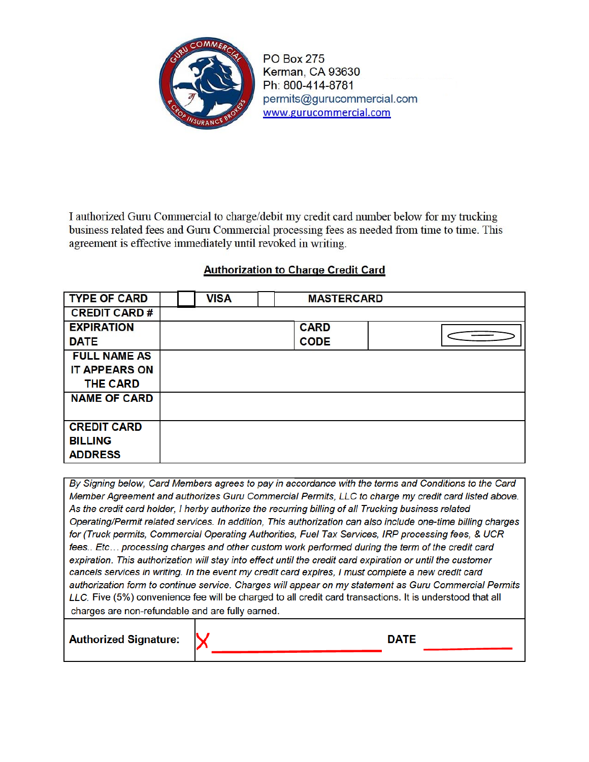PO Box 275
Kerman, CA 93630
Ph: 800-414-8781
permits@gurucommercial.com
www.gurucommercial.com

I authorized Guru Commercial to charge/debit my credit card number below for my trucking business related fees and Guru Commercial processing fees as needed from time to time. This agreement is effective immediately until revoked in writing.

## Authorization to Charge Credit Card

| TYPE OF CARD | ☐ VISA | ☐ MASTERCARD | |
|---|---|---|---|
| CREDIT CARD # | | | |
| EXPIRATION DATE | | CARD CODE | |
| FULL NAME AS IT APPEARS ON THE CARD | | | |
| NAME OF CARD | | | |
| CREDIT CARD BILLING ADDRESS | | | |

*By Signing below, Card Members agrees to pay in accordance with the terms and Conditions to the Card Member Agreement and authorizes Guru Commercial Permits, LLC to charge my credit card listed above. As the credit card holder, I herby authorize the recurring billing of all Trucking business related Operating/Permit related services. In addition, This authorization can also include one-time billing charges for (Truck permits, Commercial Operating Authorities, Fuel Tax Services, IRP processing fees, & UCR fees.. Etc… processing charges and other custom work performed during the term of the credit card expiration. This authorization will stay into effect until the credit card expiration or until the customer cancels services in writing. In the event my credit card expires, I must complete a new credit card authorization form to continue service. Charges will appear on my statement as Guru Commercial Permits LLC.* Five (5%) convenience fee will be charged to all credit card transactions. It is understood that all charges are non-refundable and are fully earned.

| Authorized Signature: | X ____________________ | DATE ____________ |
|---|---|---|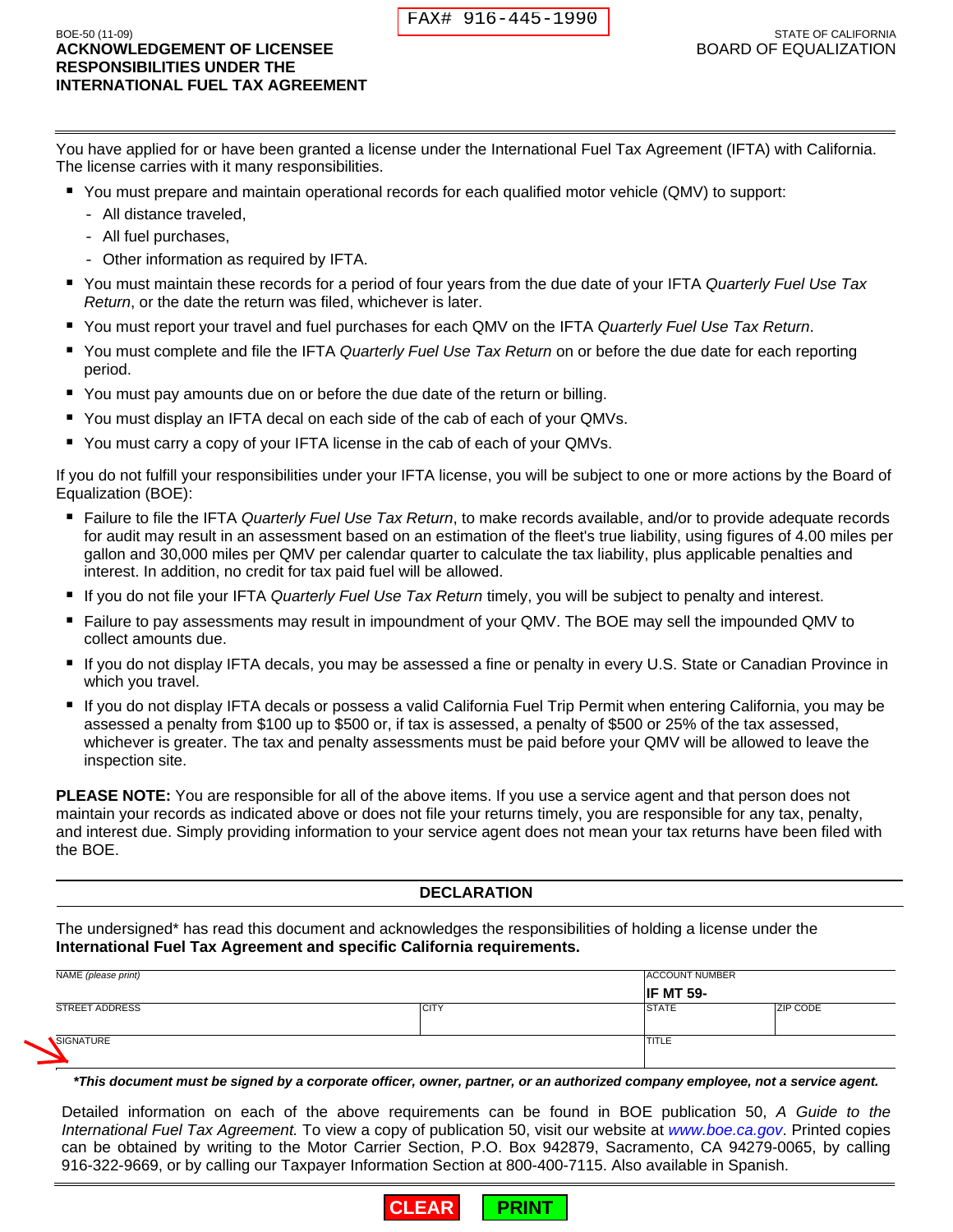FAX# 916-445-1990

BOE-50 (11-09)

STATE OF CALIFORNIA
BOARD OF EQUALIZATION

# ACKNOWLEDGEMENT OF LICENSEE RESPONSIBILITIES UNDER THE INTERNATIONAL FUEL TAX AGREEMENT

You have applied for or have been granted a license under the International Fuel Tax Agreement (IFTA) with California. The license carries with it many responsibilities.

- You must prepare and maintain operational records for each qualified motor vehicle (QMV) to support:
  - All distance traveled,
  - All fuel purchases,
  - Other information as required by IFTA.
- You must maintain these records for a period of four years from the due date of your IFTA *Quarterly Fuel Use Tax Return*, or the date the return was filed, whichever is later.
- You must report your travel and fuel purchases for each QMV on the IFTA *Quarterly Fuel Use Tax Return*.
- You must complete and file the IFTA *Quarterly Fuel Use Tax Return* on or before the due date for each reporting period.
- You must pay amounts due on or before the due date of the return or billing.
- You must display an IFTA decal on each side of the cab of each of your QMVs.
- You must carry a copy of your IFTA license in the cab of each of your QMVs.

If you do not fulfill your responsibilities under your IFTA license, you will be subject to one or more actions by the Board of Equalization (BOE):

- Failure to file the IFTA *Quarterly Fuel Use Tax Return*, to make records available, and/or to provide adequate records for audit may result in an assessment based on an estimation of the fleet's true liability, using figures of 4.00 miles per gallon and 30,000 miles per QMV per calendar quarter to calculate the tax liability, plus applicable penalties and interest. In addition, no credit for tax paid fuel will be allowed.
- If you do not file your IFTA *Quarterly Fuel Use Tax Return* timely, you will be subject to penalty and interest.
- Failure to pay assessments may result in impoundment of your QMV. The BOE may sell the impounded QMV to collect amounts due.
- If you do not display IFTA decals, you may be assessed a fine or penalty in every U.S. State or Canadian Province in which you travel.
- If you do not display IFTA decals or possess a valid California Fuel Trip Permit when entering California, you may be assessed a penalty from $100 up to $500 or, if tax is assessed, a penalty of $500 or 25% of the tax assessed, whichever is greater. The tax and penalty assessments must be paid before your QMV will be allowed to leave the inspection site.

**PLEASE NOTE:** You are responsible for all of the above items. If you use a service agent and that person does not maintain your records as indicated above or does not file your returns timely, you are responsible for any tax, penalty, and interest due. Simply providing information to your service agent does not mean your tax returns have been filed with the BOE.

## DECLARATION

The undersigned* has read this document and acknowledges the responsibilities of holding a license under the **International Fuel Tax Agreement and specific California requirements.**

| NAME *(please print)* | | ACCOUNT NUMBER **IF MT 59-** | |
|---|---|---|---|
| STREET ADDRESS | CITY | STATE | ZIP CODE |
| SIGNATURE | | TITLE | |

***This document must be signed by a corporate officer, owner, partner, or an authorized company employee, not a service agent.***

Detailed information on each of the above requirements can be found in BOE publication 50, *A Guide to the International Fuel Tax Agreement.* To view a copy of publication 50, visit our website at *www.boe.ca.gov*. Printed copies can be obtained by writing to the Motor Carrier Section, P.O. Box 942879, Sacramento, CA 94279-0065, by calling 916-322-9669, or by calling our Taxpayer Information Section at 800-400-7115. Also available in Spanish.

CLEAR PRINT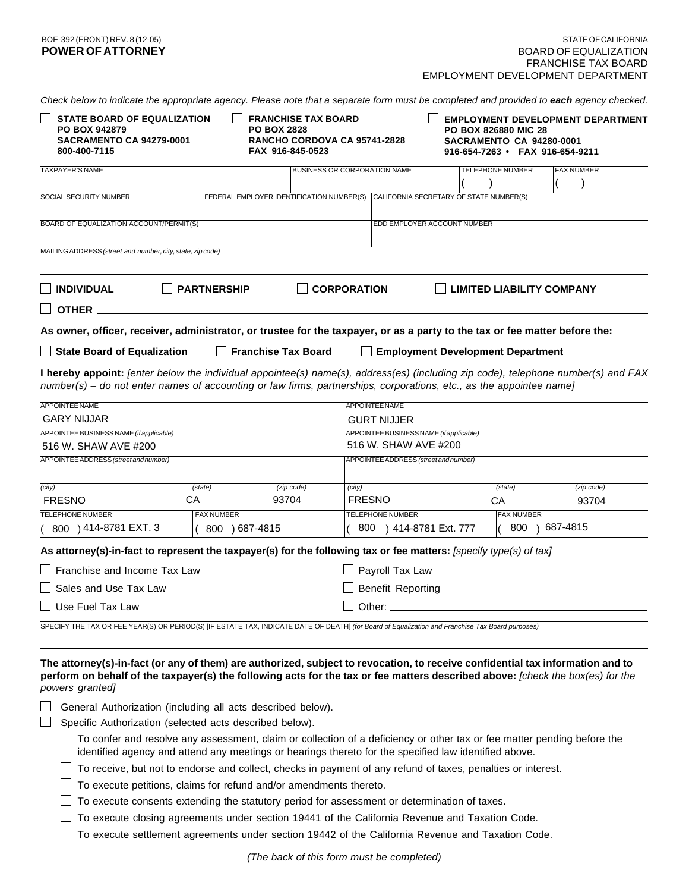BOE-392 (FRONT) REV. 8 (12-05)

**POWER OF ATTORNEY**

STATE OF CALIFORNIA
BOARD OF EQUALIZATION
FRANCHISE TAX BOARD
EMPLOYMENT DEVELOPMENT DEPARTMENT

Check below to indicate the appropriate agency. Please note that a separate form must be completed and provided to ***each*** agency checked.

☐ **STATE BOARD OF EQUALIZATION**
**PO BOX 942879**
**SACRAMENTO CA 94279-0001**
**800-400-7115**

☐ **FRANCHISE TAX BOARD**
**PO BOX 2828**
**RANCHO CORDOVA CA 95741-2828**
**FAX 916-845-0523**

☐ **EMPLOYMENT DEVELOPMENT DEPARTMENT**
**PO BOX 826880 MIC 28**
**SACRAMENTO CA 94280-0001**
**916-654-7263 • FAX 916-654-9211**

| TAXPAYER'S NAME | BUSINESS OR CORPORATION NAME | TELEPHONE NUMBER | FAX NUMBER |
|---|---|---|---|
| | | ( ) | ( ) |

| SOCIAL SECURITY NUMBER | FEDERAL EMPLOYER IDENTIFICATION NUMBER(S) | CALIFORNIA SECRETARY OF STATE NUMBER(S) |
|---|---|---|
| | | |

| BOARD OF EQUALIZATION ACCOUNT/PERMIT(S) | EDD EMPLOYER ACCOUNT NUMBER |
|---|---|
| | |

MAILING ADDRESS *(street and number, city, state, zip code)*

☐ **INDIVIDUAL** ☐ **PARTNERSHIP** ☐ **CORPORATION** ☐ **LIMITED LIABILITY COMPANY**

☐ **OTHER** ____________________

**As owner, officer, receiver, administrator, or trustee for the taxpayer, or as a party to the tax or fee matter before the:**

☐ **State Board of Equalization** ☐ **Franchise Tax Board** ☐ **Employment Development Department**

**I hereby appoint:** *[enter below the individual appointee(s) name(s), address(es) (including zip code), telephone number(s) and FAX number(s) – do not enter names of accounting or law firms, partnerships, corporations, etc., as the appointee name]*

| | Appointee 1 | Appointee 2 |
|---|---|---|
| APPOINTEE NAME | GARY NIJJAR | GURT NIJJER |
| APPOINTEE BUSINESS NAME *(if applicable)* | 516 W. SHAW AVE #200 | 516 W. SHAW AVE #200 |
| APPOINTEE ADDRESS *(street and number)* | | |
| *(city)* | FRESNO | FRESNO |
| *(state)* | CA | CA |
| *(zip code)* | 93704 | 93704 |
| TELEPHONE NUMBER | ( 800 ) 414-8781 EXT. 3 | ( 800 ) 414-8781 Ext. 777 |
| FAX NUMBER | ( 800 ) 687-4815 | ( 800 ) 687-4815 |

**As attorney(s)-in-fact to represent the taxpayer(s) for the following tax or fee matters:** *[specify type(s) of tax]*

☐ Franchise and Income Tax Law
☐ Sales and Use Tax Law
☐ Use Fuel Tax Law
☐ Payroll Tax Law
☐ Benefit Reporting
☐ Other: ____________________

SPECIFY THE TAX OR FEE YEAR(S) OR PERIOD(S) [IF ESTATE TAX, INDICATE DATE OF DEATH] *(for Board of Equalization and Franchise Tax Board purposes)*

**The attorney(s)-in-fact (or any of them) are authorized, subject to revocation, to receive confidential tax information and to perform on behalf of the taxpayer(s) the following acts for the tax or fee matters described above:** *[check the box(es) for the powers granted]*

☐ General Authorization (including all acts described below).

☐ Specific Authorization (selected acts described below).

- ☐ To confer and resolve any assessment, claim or collection of a deficiency or other tax or fee matter pending before the identified agency and attend any meetings or hearings thereto for the specified law identified above.
- ☐ To receive, but not to endorse and collect, checks in payment of any refund of taxes, penalties or interest.
- ☐ To execute petitions, claims for refund and/or amendments thereto.
- ☐ To execute consents extending the statutory period for assessment or determination of taxes.
- ☐ To execute closing agreements under section 19441 of the California Revenue and Taxation Code.
- ☐ To execute settlement agreements under section 19442 of the California Revenue and Taxation Code.

*(The back of this form must be completed)*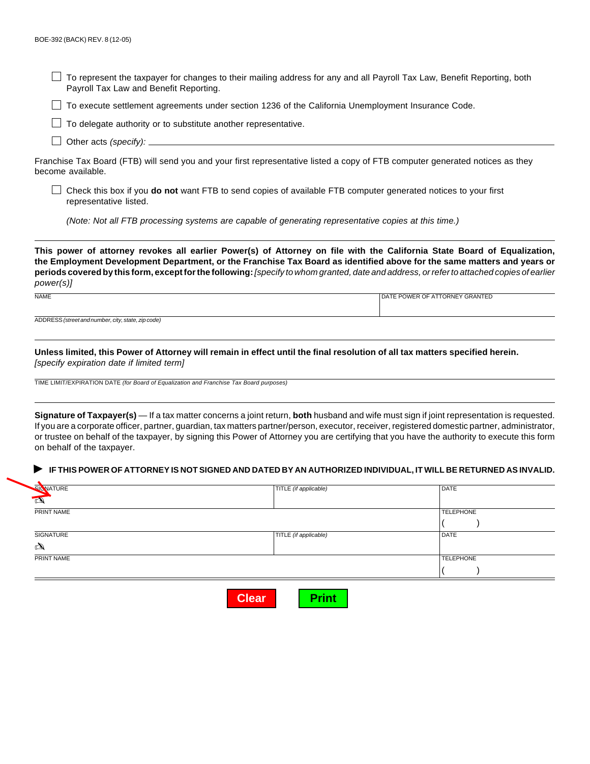BOE-392 (BACK) REV. 8 (12-05)

- ☐ To represent the taxpayer for changes to their mailing address for any and all Payroll Tax Law, Benefit Reporting, both Payroll Tax Law and Benefit Reporting.
- ☐ To execute settlement agreements under section 1236 of the California Unemployment Insurance Code.
- ☐ To delegate authority or to substitute another representative.
- ☐ Other acts *(specify):* ____________________

Franchise Tax Board (FTB) will send you and your first representative listed a copy of FTB computer generated notices as they become available.

- ☐ Check this box if you **do not** want FTB to send copies of available FTB computer generated notices to your first representative listed.

*(Note: Not all FTB processing systems are capable of generating representative copies at this time.)*

**This power of attorney revokes all earlier Power(s) of Attorney on file with the California State Board of Equalization, the Employment Development Department, or the Franchise Tax Board as identified above for the same matters and years or periods covered by this form, except for the following:** *[specify to whom granted, date and address, or refer to attached copies of earlier power(s)]*

| NAME | DATE POWER OF ATTORNEY GRANTED |
|---|---|
| ADDRESS *(street and number, city, state, zip code)* | |

**Unless limited, this Power of Attorney will remain in effect until the final resolution of all tax matters specified herein.** *[specify expiration date if limited term]*

TIME LIMIT/EXPIRATION DATE *(for Board of Equalization and Franchise Tax Board purposes)*

**Signature of Taxpayer(s)** — If a tax matter concerns a joint return, **both** husband and wife must sign if joint representation is requested. If you are a corporate officer, partner, guardian, tax matters partner/person, executor, receiver, registered domestic partner, administrator, or trustee on behalf of the taxpayer, by signing this Power of Attorney you are certifying that you have the authority to execute this form on behalf of the taxpayer.

▶ **IF THIS POWER OF ATTORNEY IS NOT SIGNED AND DATED BY AN AUTHORIZED INDIVIDUAL, IT WILL BE RETURNED AS INVALID.**

| SIGNATURE | TITLE *(if applicable)* | DATE |
|---|---|---|
| PRINT NAME | | TELEPHONE ( ) |
| SIGNATURE | TITLE *(if applicable)* | DATE |
| PRINT NAME | | TELEPHONE ( ) |

Clear Print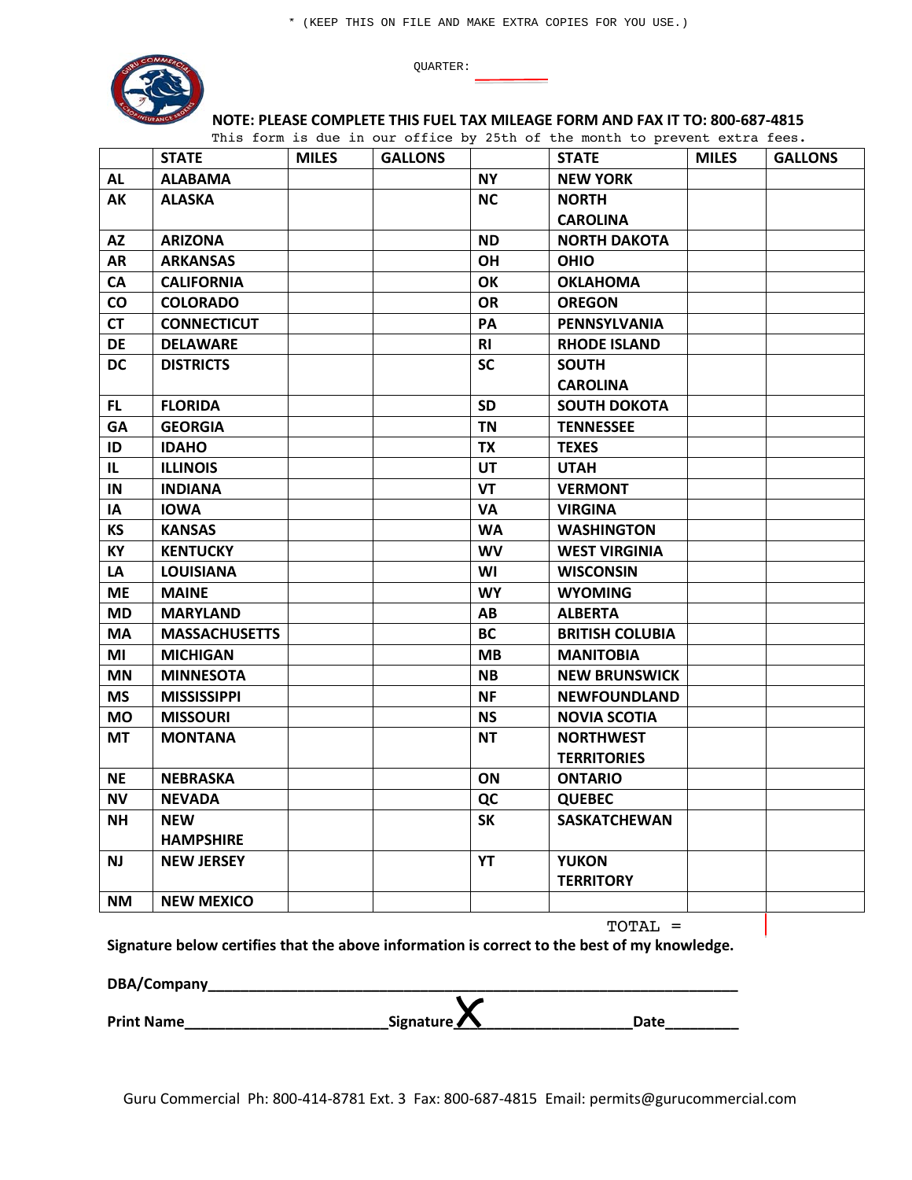* (KEEP THIS ON FILE AND MAKE EXTRA COPIES FOR YOU USE.)

QUARTER: ______

**NOTE: PLEASE COMPLETE THIS FUEL TAX MILEAGE FORM AND FAX IT TO: 800-687-4815**

This form is due in our office by 25th of the month to prevent extra fees.

| | STATE | MILES | GALLONS | | STATE | MILES | GALLONS |
|---|---|---|---|---|---|---|---|
| **AL** | **ALABAMA** | | | **NY** | **NEW YORK** | | |
| **AK** | **ALASKA** | | | **NC** | **NORTH CAROLINA** | | |
| **AZ** | **ARIZONA** | | | **ND** | **NORTH DAKOTA** | | |
| **AR** | **ARKANSAS** | | | **OH** | **OHIO** | | |
| **CA** | **CALIFORNIA** | | | **OK** | **OKLAHOMA** | | |
| **CO** | **COLORADO** | | | **OR** | **OREGON** | | |
| **CT** | **CONNECTICUT** | | | **PA** | **PENNSYLVANIA** | | |
| **DE** | **DELAWARE** | | | **RI** | **RHODE ISLAND** | | |
| **DC** | **DISTRICTS** | | | **SC** | **SOUTH CAROLINA** | | |
| **FL** | **FLORIDA** | | | **SD** | **SOUTH DOKOTA** | | |
| **GA** | **GEORGIA** | | | **TN** | **TENNESSEE** | | |
| **ID** | **IDAHO** | | | **TX** | **TEXES** | | |
| **IL** | **ILLINOIS** | | | **UT** | **UTAH** | | |
| **IN** | **INDIANA** | | | **VT** | **VERMONT** | | |
| **IA** | **IOWA** | | | **VA** | **VIRGINA** | | |
| **KS** | **KANSAS** | | | **WA** | **WASHINGTON** | | |
| **KY** | **KENTUCKY** | | | **WV** | **WEST VIRGINIA** | | |
| **LA** | **LOUISIANA** | | | **WI** | **WISCONSIN** | | |
| **ME** | **MAINE** | | | **WY** | **WYOMING** | | |
| **MD** | **MARYLAND** | | | **AB** | **ALBERTA** | | |
| **MA** | **MASSACHUSETTS** | | | **BC** | **BRITISH COLUBIA** | | |
| **MI** | **MICHIGAN** | | | **MB** | **MANITOBIA** | | |
| **MN** | **MINNESOTA** | | | **NB** | **NEW BRUNSWICK** | | |
| **MS** | **MISSISSIPPI** | | | **NF** | **NEWFOUNDLAND** | | |
| **MO** | **MISSOURI** | | | **NS** | **NOVIA SCOTIA** | | |
| **MT** | **MONTANA** | | | **NT** | **NORTHWEST TERRITORIES** | | |
| **NE** | **NEBRASKA** | | | **ON** | **ONTARIO** | | |
| **NV** | **NEVADA** | | | **QC** | **QUEBEC** | | |
| **NH** | **NEW HAMPSHIRE** | | | **SK** | **SASKATCHEWAN** | | |
| **NJ** | **NEW JERSEY** | | | **YT** | **YUKON TERRITORY** | | |
| **NM** | **NEW MEXICO** | | | | | | |

TOTAL =

**Signature below certifies that the above information is correct to the best of my knowledge.**

**DBA/Company**________________________________________________________________

**Print Name**________________________ **Signature** X____________________ **Date**_________

Guru Commercial Ph: 800-414-8781 Ext. 3 Fax: 800-687-4815 Email: permits@gurucommercial.com